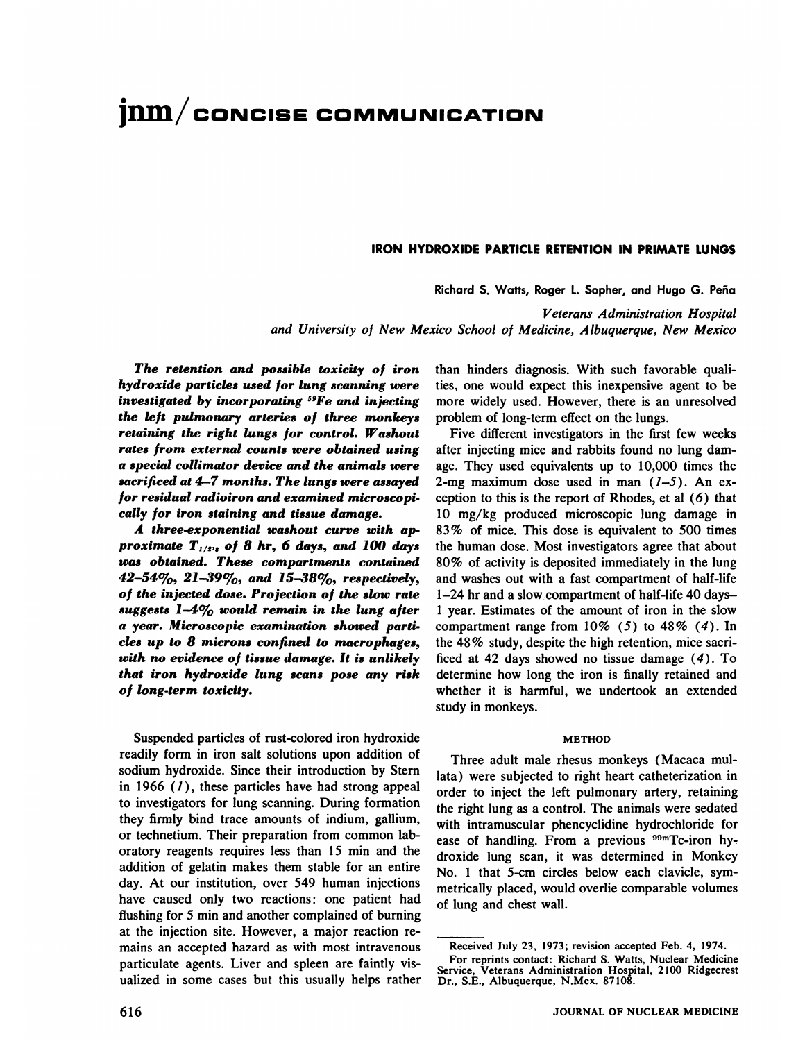# jnm/CONCISE COMMUNICATION

## IRON HYDROXIDE PARTICLE RETENTION IN PRIMATE LUNGS

Richard S. Watts, Roger L. Sopher, and Hugo G. Peña

*Veterans Administration Hospital and University of New Mexico School of Medicine, Albuquerque, New Mexico*

***The retention and possible toxicity of iron hydroxide particles used for lung scanning were investigated by incorporating $^{59}$Fe and injecting the left pulmonary arteries of three monkeys retaining the right lungs for control. Washout rates from external counts were obtained using a special collimator device and the animals were sacrificed at 4–7 months. The lungs were assayed for residual radioiron and examined microscopically for iron staining and tissue damage.***

***A three-exponential washout curve with approximate $T_{1/2}$'s of 8 hr, 6 days, and 100 days was obtained. These compartments contained 42–54%, 21–39%, and 15–38%, respectively, of the injected dose. Projection of the slow rate suggests 1–4% would remain in the lung after a year. Microscopic examination showed particles up to 8 microns confined to macrophages, with no evidence of tissue damage. It is unlikely that iron hydroxide lung scans pose any risk of long-term toxicity.***

Suspended particles of rust-colored iron hydroxide readily form in iron salt solutions upon addition of sodium hydroxide. Since their introduction by Stern in 1966 (*1*), these particles have had strong appeal to investigators for lung scanning. During formation they firmly bind trace amounts of indium, gallium, or technetium. Their preparation from common laboratory reagents requires less than 15 min and the addition of gelatin makes them stable for an entire day. At our institution, over 549 human injections have caused only two reactions: one patient had flushing for 5 min and another complained of burning at the injection site. However, a major reaction remains an accepted hazard as with most intravenous particulate agents. Liver and spleen are faintly visualized in some cases but this usually helps rather than hinders diagnosis. With such favorable qualities, one would expect this inexpensive agent to be more widely used. However, there is an unresolved problem of long-term effect on the lungs.

Five different investigators in the first few weeks after injecting mice and rabbits found no lung damage. They used equivalents up to 10,000 times the 2-mg maximum dose used in man (*1–5*). An exception to this is the report of Rhodes, et al (*6*) that 10 mg/kg produced microscopic lung damage in 83% of mice. This dose is equivalent to 500 times the human dose. Most investigators agree that about 80% of activity is deposited immediately in the lung and washes out with a fast compartment of half-life 1–24 hr and a slow compartment of half-life 40 days–1 year. Estimates of the amount of iron in the slow compartment range from 10% (*5*) to 48% (*4*). In the 48% study, despite the high retention, mice sacrificed at 42 days showed no tissue damage (*4*). To determine how long the iron is finally retained and whether it is harmful, we undertook an extended study in monkeys.

### METHOD

Three adult male rhesus monkeys (Macaca mulata) were subjected to right heart catheterization in order to inject the left pulmonary artery, retaining the right lung as a control. The animals were sedated with intramuscular phencyclidine hydrochloride for ease of handling. From a previous $^{99m}$Tc-iron hydroxide lung scan, it was determined in Monkey No. 1 that 5-cm circles below each clavicle, symmetrically placed, would overlie comparable volumes of lung and chest wall.

---

Received July 23, 1973; revision accepted Feb. 4, 1974.

For reprints contact: Richard S. Watts, Nuclear Medicine Service, Veterans Administration Hospital, 2100 Ridgecrest Dr., S.E., Albuquerque, N.Mex. 87108.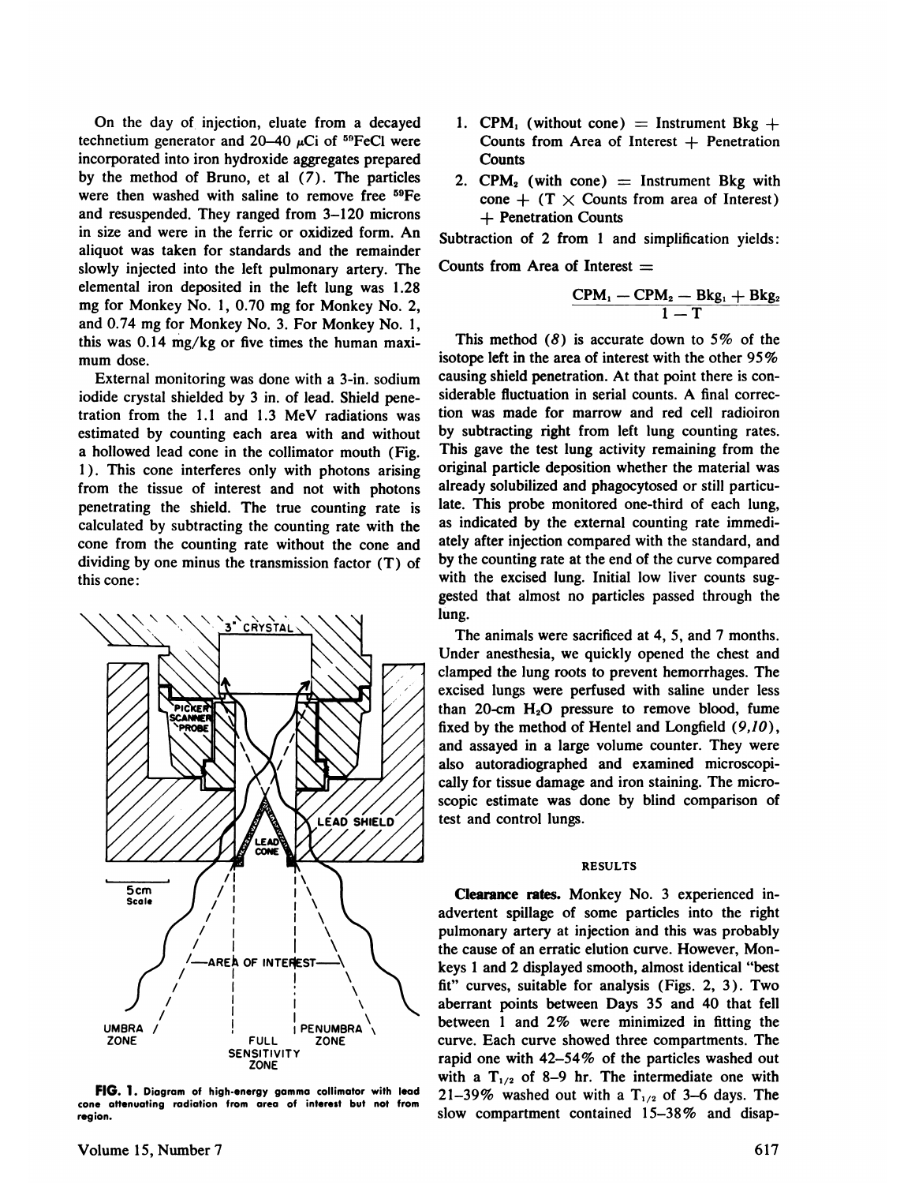On the day of injection, eluate from a decayed technetium generator and 20–40 $\mu$Ci of $^{59}$FeCl were incorporated into iron hydroxide aggregates prepared by the method of Bruno, et al (7). The particles were then washed with saline to remove free $^{59}$Fe and resuspended. They ranged from 3–120 microns in size and were in the ferric or oxidized form. An aliquot was taken for standards and the remainder slowly injected into the left pulmonary artery. The elemental iron deposited in the left lung was 1.28 mg for Monkey No. 1, 0.70 mg for Monkey No. 2, and 0.74 mg for Monkey No. 3. For Monkey No. 1, this was 0.14 mg/kg or five times the human maximum dose.

External monitoring was done with a 3-in. sodium iodide crystal shielded by 3 in. of lead. Shield penetration from the 1.1 and 1.3 MeV radiations was estimated by counting each area with and without a hollowed lead cone in the collimator mouth (Fig. 1). This cone interferes only with photons arising from the tissue of interest and not with photons penetrating the shield. The true counting rate is calculated by subtracting the counting rate with the cone from the counting rate without the cone and dividing by one minus the transmission factor (T) of this cone:

**FIG. 1.** Diagram of high-energy gamma collimator with lead cone attenuating radiation from area of interest but not from region.

1. $CPM_1$ (without cone) = Instrument Bkg + Counts from Area of Interest + Penetration Counts
2. $CPM_2$ (with cone) = Instrument Bkg with cone + (T $\times$ Counts from area of Interest) + Penetration Counts

Subtraction of 2 from 1 and simplification yields:

Counts from Area of Interest =

$$\frac{CPM_1 - CPM_2 - Bkg_1 + Bkg_2}{1 - T}$$

This method (8) is accurate down to 5% of the isotope left in the area of interest with the other 95% causing shield penetration. At that point there is considerable fluctuation in serial counts. A final correction was made for marrow and red cell radioiron by subtracting right from left lung counting rates. This gave the test lung activity remaining from the original particle deposition whether the material was already solubilized and phagocytosed or still particulate. This probe monitored one-third of each lung, as indicated by the external counting rate immediately after injection compared with the standard, and by the counting rate at the end of the curve compared with the excised lung. Initial low liver counts suggested that almost no particles passed through the lung.

The animals were sacrificed at 4, 5, and 7 months. Under anesthesia, we quickly opened the chest and clamped the lung roots to prevent hemorrhages. The excised lungs were perfused with saline under less than 20-cm $H_2O$ pressure to remove blood, fume fixed by the method of Hentel and Longfield (9,10), and assayed in a large volume counter. They were also autoradiographed and examined microscopically for tissue damage and iron staining. The microscopic estimate was done by blind comparison of test and control lungs.

## RESULTS

**Clearance rates.** Monkey No. 3 experienced inadvertent spillage of some particles into the right pulmonary artery at injection and this was probably the cause of an erratic elution curve. However, Monkeys 1 and 2 displayed smooth, almost identical "best fit" curves, suitable for analysis (Figs. 2, 3). Two aberrant points between Days 35 and 40 that fell between 1 and 2% were minimized in fitting the curve. Each curve showed three compartments. The rapid one with 42–54% of the particles washed out with a $T_{1/2}$ of 8–9 hr. The intermediate one with 21–39% washed out with a $T_{1/2}$ of 3–6 days. The slow compartment contained 15–38% and disap-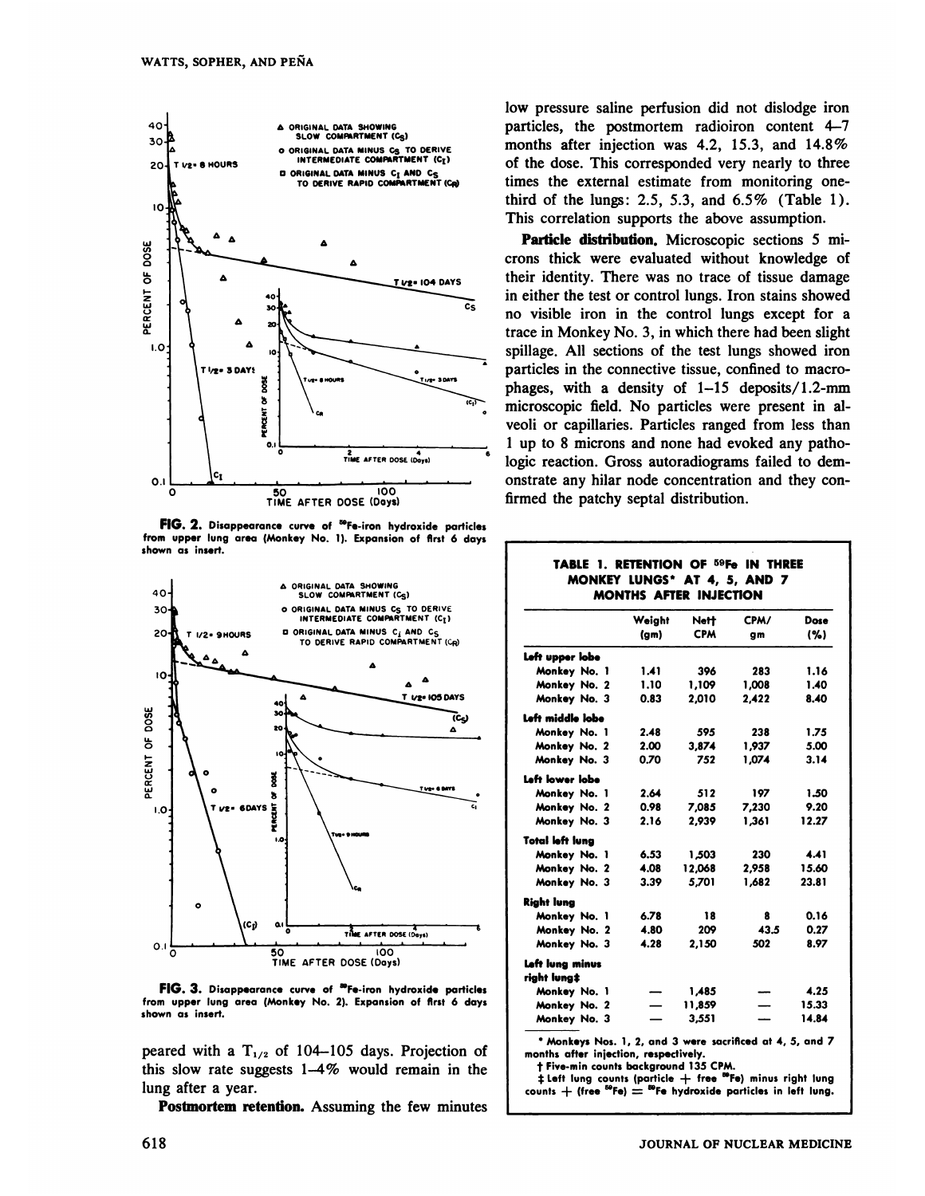FIG. 2. Disappearance curve of $^{59}$Fe-iron hydroxide particles from upper lung area (Monkey No. 1). Expansion of first 6 days shown as insert.

FIG. 3. Disappearance curve of $^{59}$Fe-iron hydroxide particles from upper lung area (Monkey No. 2). Expansion of first 6 days shown as insert.

peared with a $T_{1/2}$ of 104–105 days. Projection of this slow rate suggests 1–4% would remain in the lung after a year.

**Postmortem retention.** Assuming the few minutes low pressure saline perfusion did not dislodge iron particles, the postmortem radioiron content 4–7 months after injection was 4.2, 15.3, and 14.8% of the dose. This corresponded very nearly to three times the external estimate from monitoring one-third of the lungs: 2.5, 5.3, and 6.5% (Table 1). This correlation supports the above assumption.

**Particle distribution.** Microscopic sections 5 microns thick were evaluated without knowledge of their identity. There was no trace of tissue damage in either the test or control lungs. Iron stains showed no visible iron in the control lungs except for a trace in Monkey No. 3, in which there had been slight spillage. All sections of the test lungs showed iron particles in the connective tissue, confined to macrophages, with a density of 1–15 deposits/1.2-mm microscopic field. No particles were present in alveoli or capillaries. Particles ranged from less than 1 up to 8 microns and none had evoked any pathologic reaction. Gross autoradiograms failed to demonstrate any hilar node concentration and they confirmed the patchy septal distribution.

**TABLE 1. RETENTION OF $^{59}$Fe IN THREE MONKEY LUNGS* AT 4, 5, AND 7 MONTHS AFTER INJECTION**

| | Weight (gm) | Nett CPM | CPM/gm | Dose (%) |
|---|---|---|---|---|
| **Left upper lobe** | | | | |
| Monkey No. 1 | 1.41 | 396 | 283 | 1.16 |
| Monkey No. 2 | 1.10 | 1,109 | 1,008 | 1.40 |
| Monkey No. 3 | 0.83 | 2,010 | 2,422 | 8.40 |
| **Left middle lobe** | | | | |
| Monkey No. 1 | 2.48 | 595 | 238 | 1.75 |
| Monkey No. 2 | 2.00 | 3,874 | 1,937 | 5.00 |
| Monkey No. 3 | 0.70 | 752 | 1,074 | 3.14 |
| **Left lower lobe** | | | | |
| Monkey No. 1 | 2.64 | 512 | 197 | 1.50 |
| Monkey No. 2 | 0.98 | 7,085 | 7,230 | 9.20 |
| Monkey No. 3 | 2.16 | 2,939 | 1,361 | 12.27 |
| **Total left lung** | | | | |
| Monkey No. 1 | 6.53 | 1,503 | 230 | 4.41 |
| Monkey No. 2 | 4.08 | 12,068 | 2,958 | 15.60 |
| Monkey No. 3 | 3.39 | 5,701 | 1,682 | 23.81 |
| **Right lung** | | | | |
| Monkey No. 1 | 6.78 | 18 | 8 | 0.16 |
| Monkey No. 2 | 4.80 | 209 | 43.5 | 0.27 |
| Monkey No. 3 | 4.28 | 2,150 | 502 | 8.97 |
| **Left lung minus right lung‡** | | | | |
| Monkey No. 1 | — | 1,485 | — | 4.25 |
| Monkey No. 2 | — | 11,859 | — | 15.33 |
| Monkey No. 3 | — | 3,551 | — | 14.84 |

\* Monkeys Nos. 1, 2, and 3 were sacrificed at 4, 5, and 7 months after injection, respectively.
† Five-min counts background 135 CPM.
‡ Left lung counts (particle + free $^{59}$Fe) minus right lung counts + (free $^{59}$Fe) = $^{59}$Fe hydroxide particles in left lung.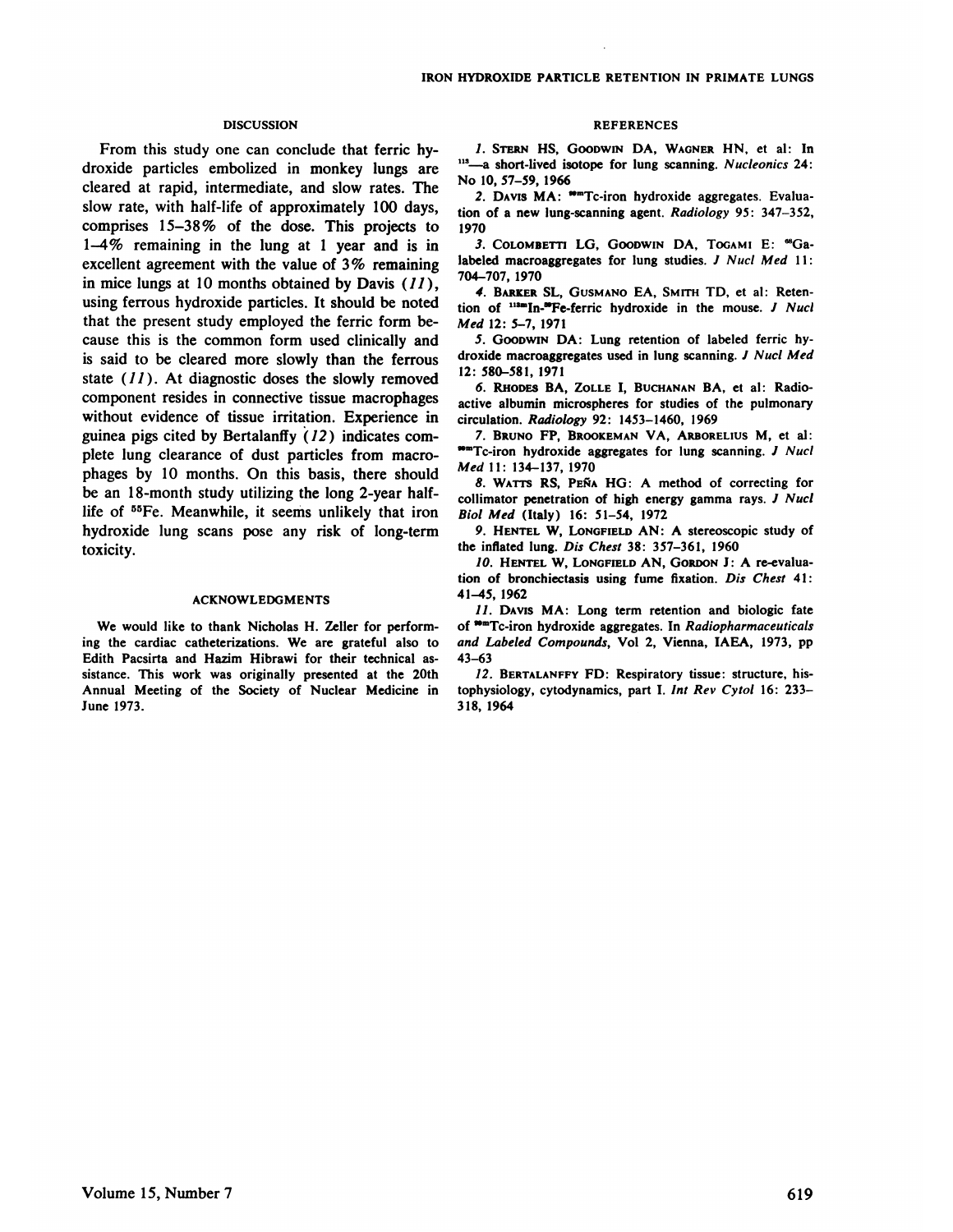## DISCUSSION

From this study one can conclude that ferric hydroxide particles embolized in monkey lungs are cleared at rapid, intermediate, and slow rates. The slow rate, with half-life of approximately 100 days, comprises 15–38% of the dose. This projects to 1–4% remaining in the lung at 1 year and is in excellent agreement with the value of 3% remaining in mice lungs at 10 months obtained by Davis (*11*), using ferrous hydroxide particles. It should be noted that the present study employed the ferric form because this is the common form used clinically and is said to be cleared more slowly than the ferrous state (*11*). At diagnostic doses the slowly removed component resides in connective tissue macrophages without evidence of tissue irritation. Experience in guinea pigs cited by Bertalanffy (*12*) indicates complete lung clearance of dust particles from macrophages by 10 months. On this basis, there should be an 18-month study utilizing the long 2-year half-life of $^{55}$Fe. Meanwhile, it seems unlikely that iron hydroxide lung scans pose any risk of long-term toxicity.

## ACKNOWLEDGMENTS

We would like to thank Nicholas H. Zeller for performing the cardiac catheterizations. We are grateful also to Edith Pacsirta and Hazim Hibrawi for their technical assistance. This work was originally presented at the 20th Annual Meeting of the Society of Nuclear Medicine in June 1973.

## REFERENCES

1. STERN HS, GOODWIN DA, WAGNER HN, et al: In $^{113}$—a short-lived isotope for lung scanning. *Nucleonics* 24: No 10, 57–59, 1966

2. DAVIS MA: $^{99m}$Tc-iron hydroxide aggregates. Evaluation of a new lung-scanning agent. *Radiology* 95: 347–352, 1970

3. COLOMBETTI LG, GOODWIN DA, TOGAMI E: $^{68}$Ga-labeled macroaggregates for lung studies. *J Nucl Med* 11: 704–707, 1970

4. BARKER SL, GUSMANO EA, SMITH TD, et al: Retention of $^{113m}$In-$^{59}$Fe-ferric hydroxide in the mouse. *J Nucl Med* 12: 5–7, 1971

5. GOODWIN DA: Lung retention of labeled ferric hydroxide macroaggregates used in lung scanning. *J Nucl Med* 12: 580–581, 1971

6. RHODES BA, ZOLLE I, BUCHANAN BA, et al: Radioactive albumin microspheres for studies of the pulmonary circulation. *Radiology* 92: 1453–1460, 1969

7. BRUNO FP, BROOKEMAN VA, ARBORELIUS M, et al: $^{99m}$Tc-iron hydroxide aggregates for lung scanning. *J Nucl Med* 11: 134–137, 1970

8. WATTS RS, PEÑA HG: A method of correcting for collimator penetration of high energy gamma rays. *J Nucl Biol Med* (Italy) 16: 51–54, 1972

9. HENTEL W, LONGFIELD AN: A stereoscopic study of the inflated lung. *Dis Chest* 38: 357–361, 1960

10. HENTEL W, LONGFIELD AN, GORDON J: A re-evaluation of bronchiectasis using fume fixation. *Dis Chest* 41: 41–45, 1962

11. DAVIS MA: Long term retention and biologic fate of $^{99m}$Tc-iron hydroxide aggregates. In *Radiopharmaceuticals and Labeled Compounds*, Vol 2, Vienna, IAEA, 1973, pp 43–63

12. BERTALANFFY FD: Respiratory tissue: structure, histophysiology, cytodynamics, part I. *Int Rev Cytol* 16: 233–318, 1964